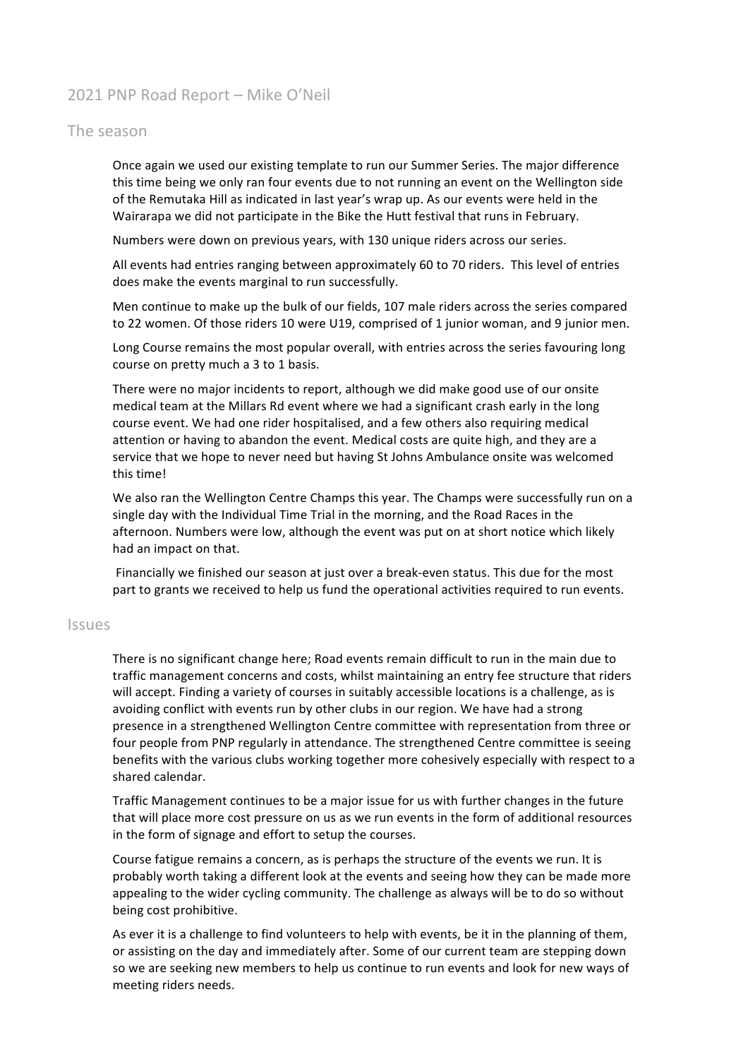# 2021 PNP Road Report – Mike O'Neil

## The season

Once again we used our existing template to run our Summer Series. The major difference this time being we only ran four events due to not running an event on the Wellington side of the Remutaka Hill as indicated in last year's wrap up. As our events were held in the Wairarapa we did not participate in the Bike the Hutt festival that runs in February.

Numbers were down on previous years, with 130 unique riders across our series.

All events had entries ranging between approximately 60 to 70 riders. This level of entries does make the events marginal to run successfully.

Men continue to make up the bulk of our fields, 107 male riders across the series compared to 22 women. Of those riders 10 were U19, comprised of 1 junior woman, and 9 junior men.

Long Course remains the most popular overall, with entries across the series favouring long course on pretty much a 3 to 1 basis.

There were no major incidents to report, although we did make good use of our onsite medical team at the Millars Rd event where we had a significant crash early in the long course event. We had one rider hospitalised, and a few others also requiring medical attention or having to abandon the event. Medical costs are quite high, and they are a service that we hope to never need but having St Johns Ambulance onsite was welcomed this time!

We also ran the Wellington Centre Champs this year. The Champs were successfully run on a single day with the Individual Time Trial in the morning, and the Road Races in the afternoon. Numbers were low, although the event was put on at short notice which likely had an impact on that.

Financially we finished our season at just over a break-even status. This due for the most part to grants we received to help us fund the operational activities required to run events.

## Issues

There is no significant change here; Road events remain difficult to run in the main due to traffic management concerns and costs, whilst maintaining an entry fee structure that riders will accept. Finding a variety of courses in suitably accessible locations is a challenge, as is avoiding conflict with events run by other clubs in our region. We have had a strong presence in a strengthened Wellington Centre committee with representation from three or four people from PNP regularly in attendance. The strengthened Centre committee is seeing benefits with the various clubs working together more cohesively especially with respect to a shared calendar.

Traffic Management continues to be a major issue for us with further changes in the future that will place more cost pressure on us as we run events in the form of additional resources in the form of signage and effort to setup the courses.

Course fatigue remains a concern, as is perhaps the structure of the events we run. It is probably worth taking a different look at the events and seeing how they can be made more appealing to the wider cycling community. The challenge as always will be to do so without being cost prohibitive.

As ever it is a challenge to find volunteers to help with events, be it in the planning of them, or assisting on the day and immediately after. Some of our current team are stepping down so we are seeking new members to help us continue to run events and look for new ways of meeting riders needs.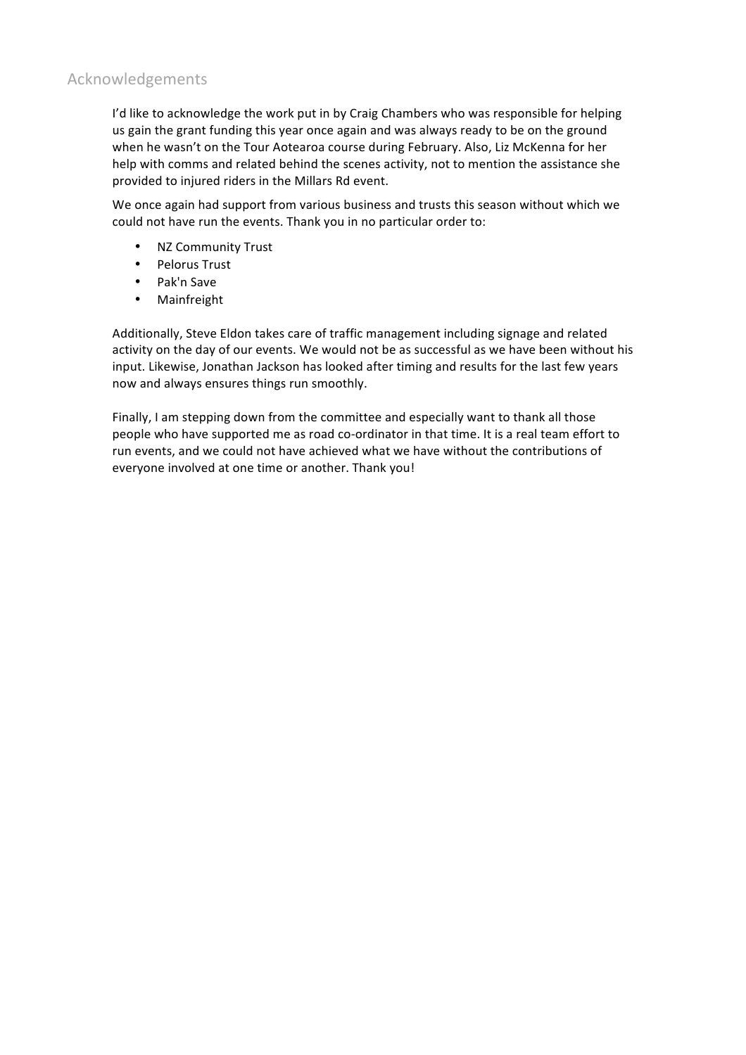## Acknowledgements

I'd like to acknowledge the work put in by Craig Chambers who was responsible for helping us gain the grant funding this year once again and was always ready to be on the ground when he wasn't on the Tour Aotearoa course during February. Also, Liz McKenna for her help with comms and related behind the scenes activity, not to mention the assistance she provided to injured riders in the Millars Rd event.

We once again had support from various business and trusts this season without which we could not have run the events. Thank you in no particular order to:

- NZ Community Trust
- Pelorus Trust
- Pak'n Save
- Mainfreight

Additionally, Steve Eldon takes care of traffic management including signage and related activity on the day of our events. We would not be as successful as we have been without his input. Likewise, Jonathan Jackson has looked after timing and results for the last few years now and always ensures things run smoothly.

Finally, I am stepping down from the committee and especially want to thank all those people who have supported me as road co-ordinator in that time. It is a real team effort to run events, and we could not have achieved what we have without the contributions of everyone involved at one time or another. Thank you!